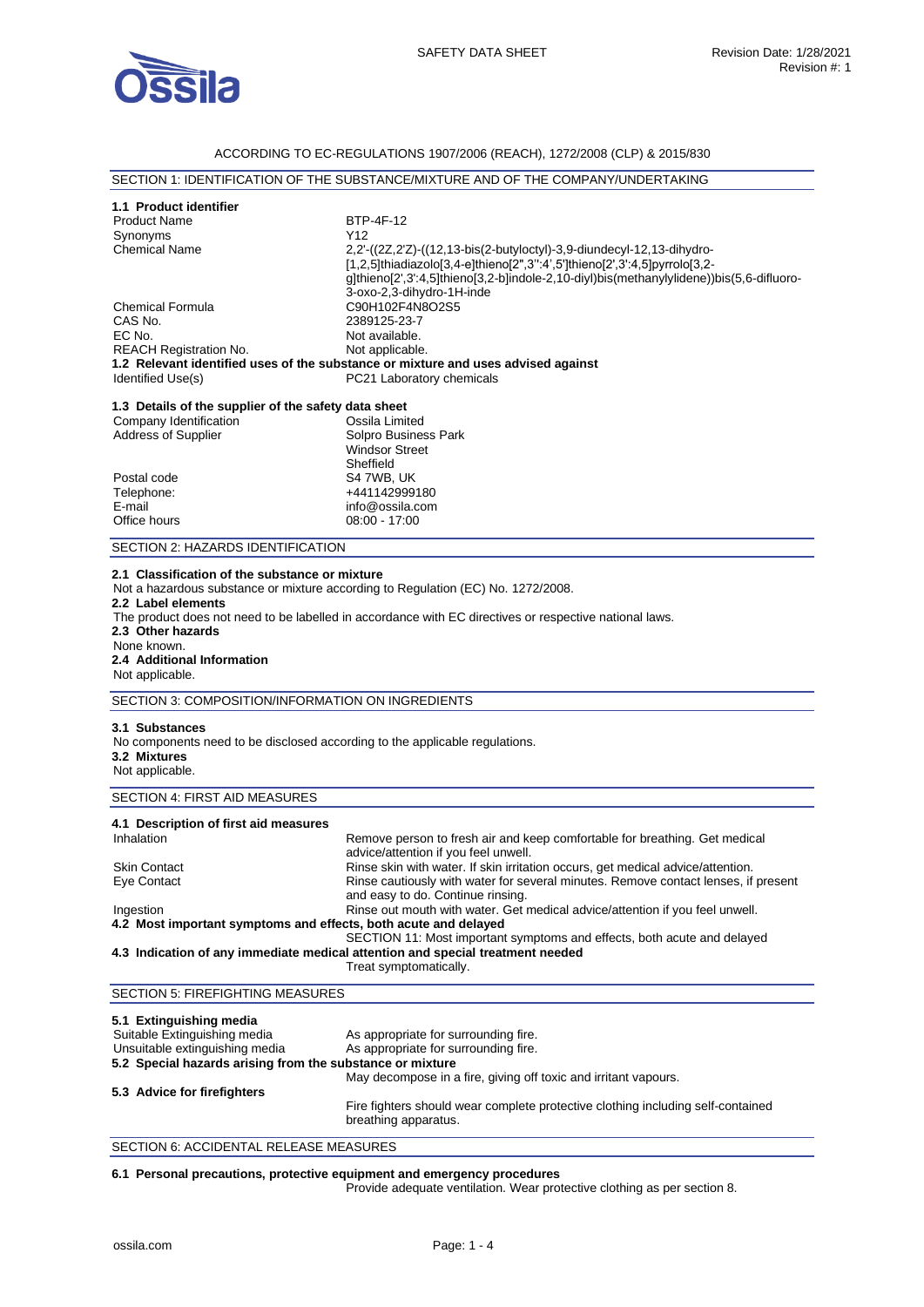ACCORDING TO EC-REGULATIONS 1907/2006 (REACH), 1272/2008 (CLP) & 2015/830

## SECTION 1: IDENTIFICATION OF THE SUBSTANCE/MIXTURE AND OF THE COMPANY/UNDERTAKING

### 1.1 Product identifier

| | |
|---|---|
| Product Name | BTP-4F-12 |
| Synonyms | Y12 |
| Chemical Name | 2,2'-((2Z,2'Z)-((12,13-bis(2-butyloctyl)-3,9-diundecyl-12,13-dihydro-[1,2,5]thiadiazolo[3,4-e]thieno[2",3'':4',5']thieno[2',3':4,5]pyrrolo[3,2-g]thieno[2',3':4,5]thieno[3,2-b]indole-2,10-diyl)bis(methanylylidene))bis(5,6-difluoro-3-oxo-2,3-dihydro-1H-inde |
| Chemical Formula | $C_{90}H_{102}F_4N_8O_2S_5$ |
| CAS No. | 2389125-23-7 |
| EC No. | Not available. |
| REACH Registration No. | Not applicable. |

### 1.2 Relevant identified uses of the substance or mixture and uses advised against

| | |
|---|---|
| Identified Use(s) | PC21 Laboratory chemicals |

### 1.3 Details of the supplier of the safety data sheet

| | |
|---|---|
| Company Identification | Ossila Limited |
| Address of Supplier | Solpro Business Park<br>Windsor Street<br>Sheffield |
| Postal code | S4 7WB, UK |
| Telephone: | +441142999180 |
| E-mail | info@ossila.com |
| Office hours | 08:00 - 17:00 |

## SECTION 2: HAZARDS IDENTIFICATION

### 2.1 Classification of the substance or mixture
Not a hazardous substance or mixture according to Regulation (EC) No. 1272/2008.

### 2.2 Label elements
The product does not need to be labelled in accordance with EC directives or respective national laws.

### 2.3 Other hazards
None known.

### 2.4 Additional Information
Not applicable.

## SECTION 3: COMPOSITION/INFORMATION ON INGREDIENTS

### 3.1 Substances
No components need to be disclosed according to the applicable regulations.

### 3.2 Mixtures
Not applicable.

## SECTION 4: FIRST AID MEASURES

### 4.1 Description of first aid measures

| | |
|---|---|
| Inhalation | Remove person to fresh air and keep comfortable for breathing. Get medical advice/attention if you feel unwell. |
| Skin Contact | Rinse skin with water. If skin irritation occurs, get medical advice/attention. |
| Eye Contact | Rinse cautiously with water for several minutes. Remove contact lenses, if present and easy to do. Continue rinsing. |
| Ingestion | Rinse out mouth with water. Get medical advice/attention if you feel unwell. |

### 4.2 Most important symptoms and effects, both acute and delayed
SECTION 11: Most important symptoms and effects, both acute and delayed

### 4.3 Indication of any immediate medical attention and special treatment needed
Treat symptomatically.

## SECTION 5: FIREFIGHTING MEASURES

### 5.1 Extinguishing media

| | |
|---|---|
| Suitable Extinguishing media | As appropriate for surrounding fire. |
| Unsuitable extinguishing media | As appropriate for surrounding fire. |

### 5.2 Special hazards arising from the substance or mixture
May decompose in a fire, giving off toxic and irritant vapours.

### 5.3 Advice for firefighters
Fire fighters should wear complete protective clothing including self-contained breathing apparatus.

## SECTION 6: ACCIDENTAL RELEASE MEASURES

### 6.1 Personal precautions, protective equipment and emergency procedures
Provide adequate ventilation. Wear protective clothing as per section 8.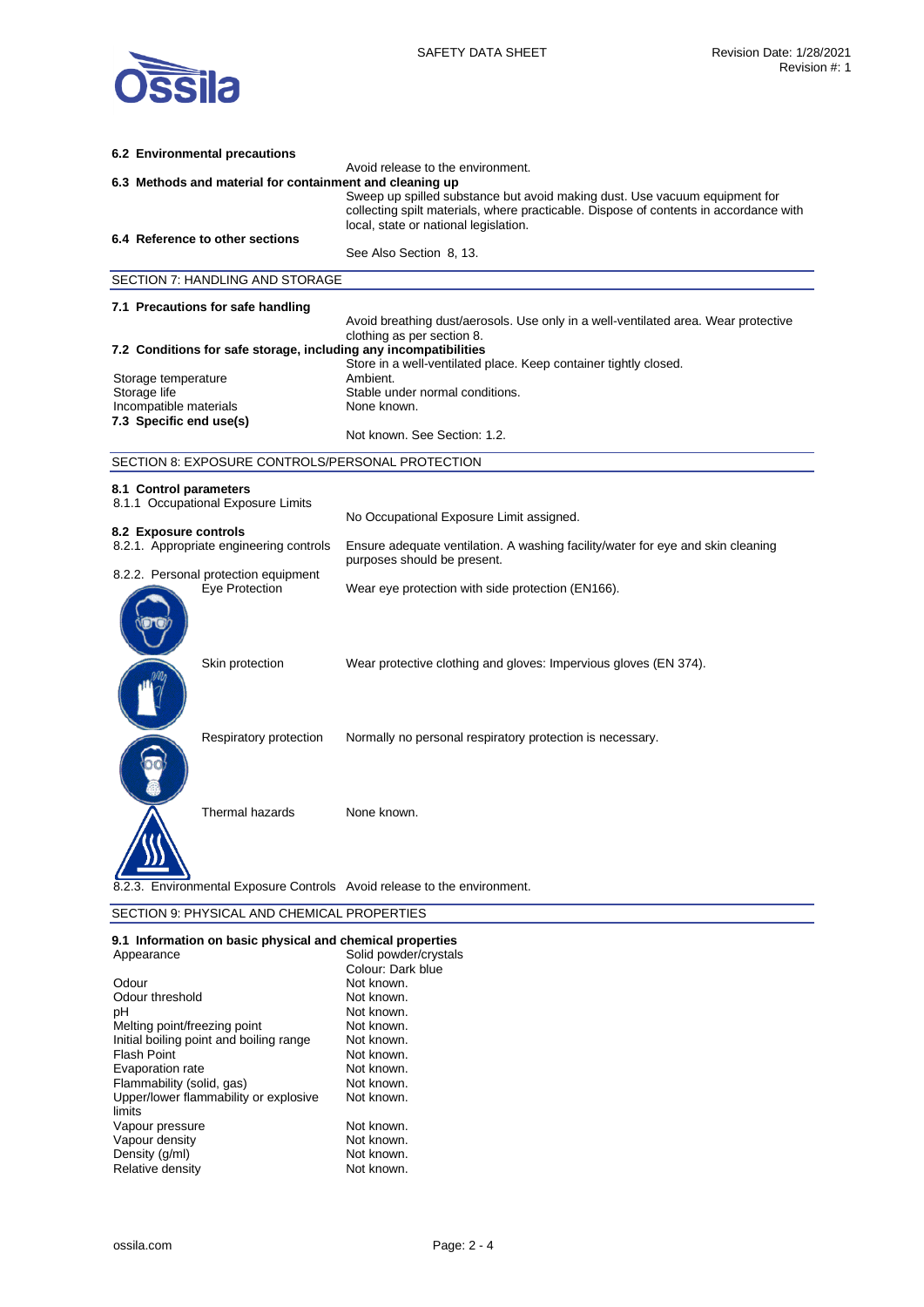### 6.2 Environmental precautions

Avoid release to the environment.

### 6.3 Methods and material for containment and cleaning up

Sweep up spilled substance but avoid making dust. Use vacuum equipment for collecting spilt materials, where practicable. Dispose of contents in accordance with local, state or national legislation.

### 6.4 Reference to other sections

See Also Section 8, 13.

## SECTION 7: HANDLING AND STORAGE

### 7.1 Precautions for safe handling

Avoid breathing dust/aerosols. Use only in a well-ventilated area. Wear protective clothing as per section 8.

### 7.2 Conditions for safe storage, including any incompatibilities

Store in a well-ventilated place. Keep container tightly closed.

| | |
|---|---|
| Storage temperature | Ambient. |
| Storage life | Stable under normal conditions. |
| Incompatible materials | None known. |

### 7.3 Specific end use(s)

Not known. See Section: 1.2.

## SECTION 8: EXPOSURE CONTROLS/PERSONAL PROTECTION

### 8.1 Control parameters

8.1.1 Occupational Exposure Limits

No Occupational Exposure Limit assigned.

### 8.2 Exposure controls

| | |
|---|---|
| 8.2.1. Appropriate engineering controls | Ensure adequate ventilation. A washing facility/water for eye and skin cleaning purposes should be present. |
| 8.2.2. Personal protection equipment | |
| Eye Protection | Wear eye protection with side protection (EN166). |
| Skin protection | Wear protective clothing and gloves: Impervious gloves (EN 374). |
| Respiratory protection | Normally no personal respiratory protection is necessary. |
| Thermal hazards | None known. |
| 8.2.3. Environmental Exposure Controls | Avoid release to the environment. |

## SECTION 9: PHYSICAL AND CHEMICAL PROPERTIES

### 9.1 Information on basic physical and chemical properties

| | |
|---|---|
| Appearance | Solid powder/crystals<br>Colour: Dark blue |
| Odour | Not known. |
| Odour threshold | Not known. |
| pH | Not known. |
| Melting point/freezing point | Not known. |
| Initial boiling point and boiling range | Not known. |
| Flash Point | Not known. |
| Evaporation rate | Not known. |
| Flammability (solid, gas) | Not known. |
| Upper/lower flammability or explosive limits | Not known. |
| Vapour pressure | Not known. |
| Vapour density | Not known. |
| Density (g/ml) | Not known. |
| Relative density | Not known. |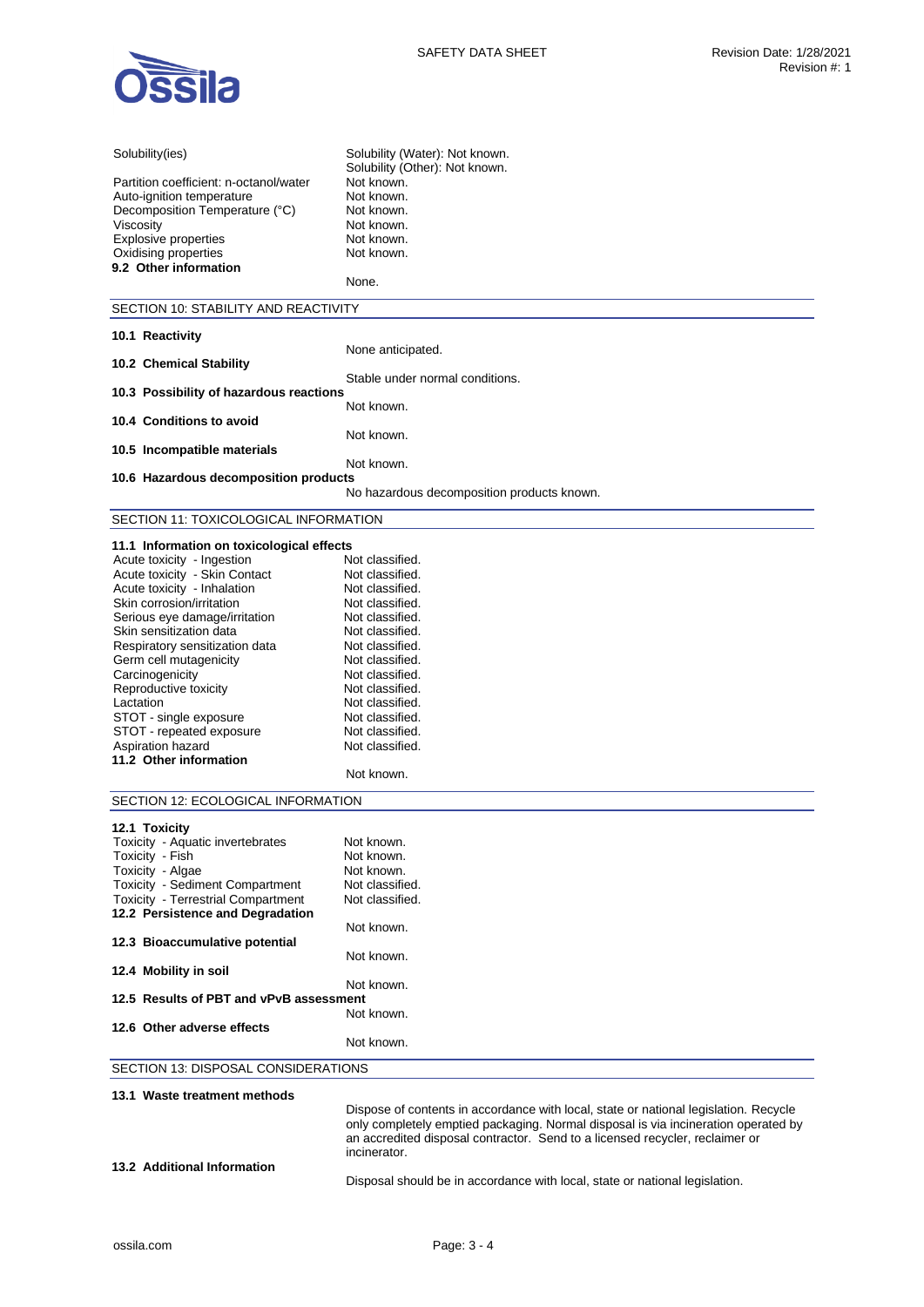| | |
|---|---|
| Solubility(ies) | Solubility (Water): Not known.<br>Solubility (Other): Not known. |
| Partition coefficient: n-octanol/water | Not known. |
| Auto-ignition temperature | Not known. |
| Decomposition Temperature (°C) | Not known. |
| Viscosity | Not known. |
| Explosive properties | Not known. |
| Oxidising properties | Not known. |

**9.2 Other information**

None.

## SECTION 10: STABILITY AND REACTIVITY

**10.1 Reactivity**

None anticipated.

**10.2 Chemical Stability**

Stable under normal conditions.

**10.3 Possibility of hazardous reactions**

Not known.

**10.4 Conditions to avoid**

Not known.

**10.5 Incompatible materials**

Not known.

**10.6 Hazardous decomposition products**

No hazardous decomposition products known.

## SECTION 11: TOXICOLOGICAL INFORMATION

**11.1 Information on toxicological effects**

| | |
|---|---|
| Acute toxicity - Ingestion | Not classified. |
| Acute toxicity - Skin Contact | Not classified. |
| Acute toxicity - Inhalation | Not classified. |
| Skin corrosion/irritation | Not classified. |
| Serious eye damage/irritation | Not classified. |
| Skin sensitization data | Not classified. |
| Respiratory sensitization data | Not classified. |
| Germ cell mutagenicity | Not classified. |
| Carcinogenicity | Not classified. |
| Reproductive toxicity | Not classified. |
| Lactation | Not classified. |
| STOT - single exposure | Not classified. |
| STOT - repeated exposure | Not classified. |
| Aspiration hazard | Not classified. |

**11.2 Other information**

Not known.

## SECTION 12: ECOLOGICAL INFORMATION

**12.1 Toxicity**

| | |
|---|---|
| Toxicity - Aquatic invertebrates | Not known. |
| Toxicity - Fish | Not known. |
| Toxicity - Algae | Not known. |
| Toxicity - Sediment Compartment | Not classified. |
| Toxicity - Terrestrial Compartment | Not classified. |

**12.2 Persistence and Degradation**

Not known.

**12.3 Bioaccumulative potential**

Not known.

**12.4 Mobility in soil**

Not known.

**12.5 Results of PBT and vPvB assessment**

Not known.

**12.6 Other adverse effects**

Not known.

## SECTION 13: DISPOSAL CONSIDERATIONS

**13.1 Waste treatment methods**

Dispose of contents in accordance with local, state or national legislation. Recycle only completely emptied packaging. Normal disposal is via incineration operated by an accredited disposal contractor. Send to a licensed recycler, reclaimer or incinerator.

**13.2 Additional Information**

Disposal should be in accordance with local, state or national legislation.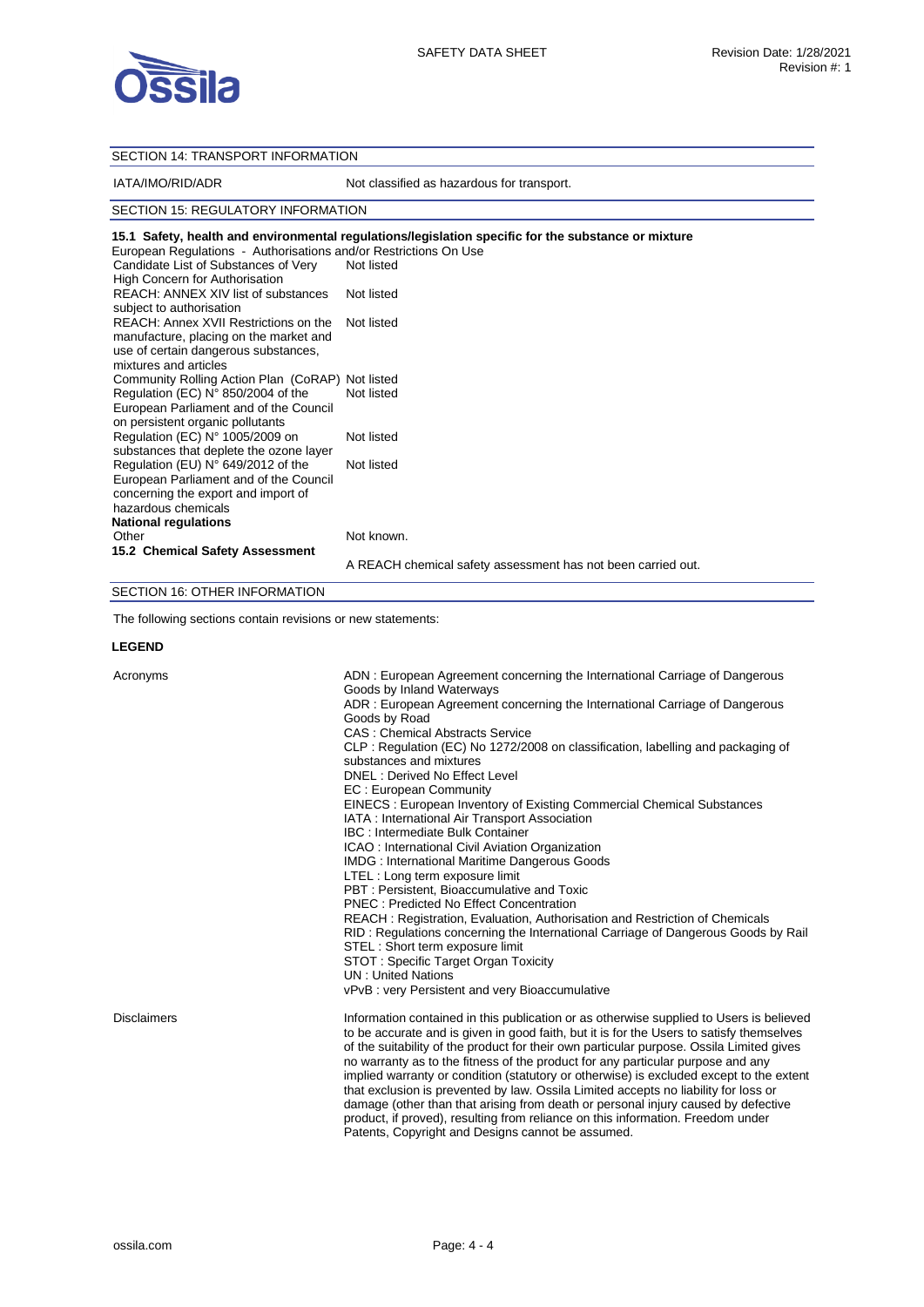## SECTION 14: TRANSPORT INFORMATION

| | |
|---|---|
| IATA/IMO/RID/ADR | Not classified as hazardous for transport. |

## SECTION 15: REGULATORY INFORMATION

**15.1 Safety, health and environmental regulations/legislation specific for the substance or mixture**

European Regulations - Authorisations and/or Restrictions On Use

| | |
|---|---|
| Candidate List of Substances of Very High Concern for Authorisation | Not listed |
| REACH: ANNEX XIV list of substances subject to authorisation | Not listed |
| REACH: Annex XVII Restrictions on the manufacture, placing on the market and use of certain dangerous substances, mixtures and articles | Not listed |
| Community Rolling Action Plan (CoRAP) | Not listed |
| Regulation (EC) N° 850/2004 of the European Parliament and of the Council on persistent organic pollutants | Not listed |
| Regulation (EC) N° 1005/2009 on substances that deplete the ozone layer | Not listed |
| Regulation (EU) N° 649/2012 of the European Parliament and of the Council concerning the export and import of hazardous chemicals | Not listed |

**National regulations**

| | |
|---|---|
| Other | Not known. |

**15.2 Chemical Safety Assessment**

A REACH chemical safety assessment has not been carried out.

## SECTION 16: OTHER INFORMATION

The following sections contain revisions or new statements:

**LEGEND**

Acronyms

ADN : European Agreement concerning the International Carriage of Dangerous Goods by Inland Waterways
ADR : European Agreement concerning the International Carriage of Dangerous Goods by Road
CAS : Chemical Abstracts Service
CLP : Regulation (EC) No 1272/2008 on classification, labelling and packaging of substances and mixtures
DNEL : Derived No Effect Level
EC : European Community
EINECS : European Inventory of Existing Commercial Chemical Substances
IATA : International Air Transport Association
IBC : Intermediate Bulk Container
ICAO : International Civil Aviation Organization
IMDG : International Maritime Dangerous Goods
LTEL : Long term exposure limit
PBT : Persistent, Bioaccumulative and Toxic
PNEC : Predicted No Effect Concentration
REACH : Registration, Evaluation, Authorisation and Restriction of Chemicals
RID : Regulations concerning the International Carriage of Dangerous Goods by Rail
STEL : Short term exposure limit
STOT : Specific Target Organ Toxicity
UN : United Nations
vPvB : very Persistent and very Bioaccumulative

Disclaimers

Information contained in this publication or as otherwise supplied to Users is believed to be accurate and is given in good faith, but it is for the Users to satisfy themselves of the suitability of the product for their own particular purpose. Ossila Limited gives no warranty as to the fitness of the product for any particular purpose and any implied warranty or condition (statutory or otherwise) is excluded except to the extent that exclusion is prevented by law. Ossila Limited accepts no liability for loss or damage (other than that arising from death or personal injury caused by defective product, if proved), resulting from reliance on this information. Freedom under Patents, Copyright and Designs cannot be assumed.